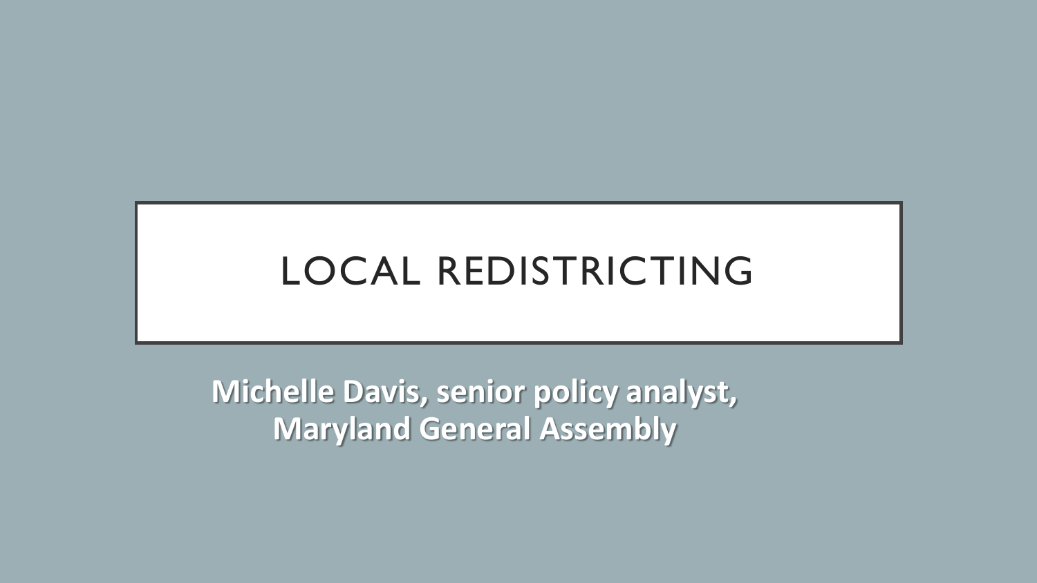# LOCAL REDISTRICTING

**Michelle Davis, senior policy analyst, Maryland General Assembly**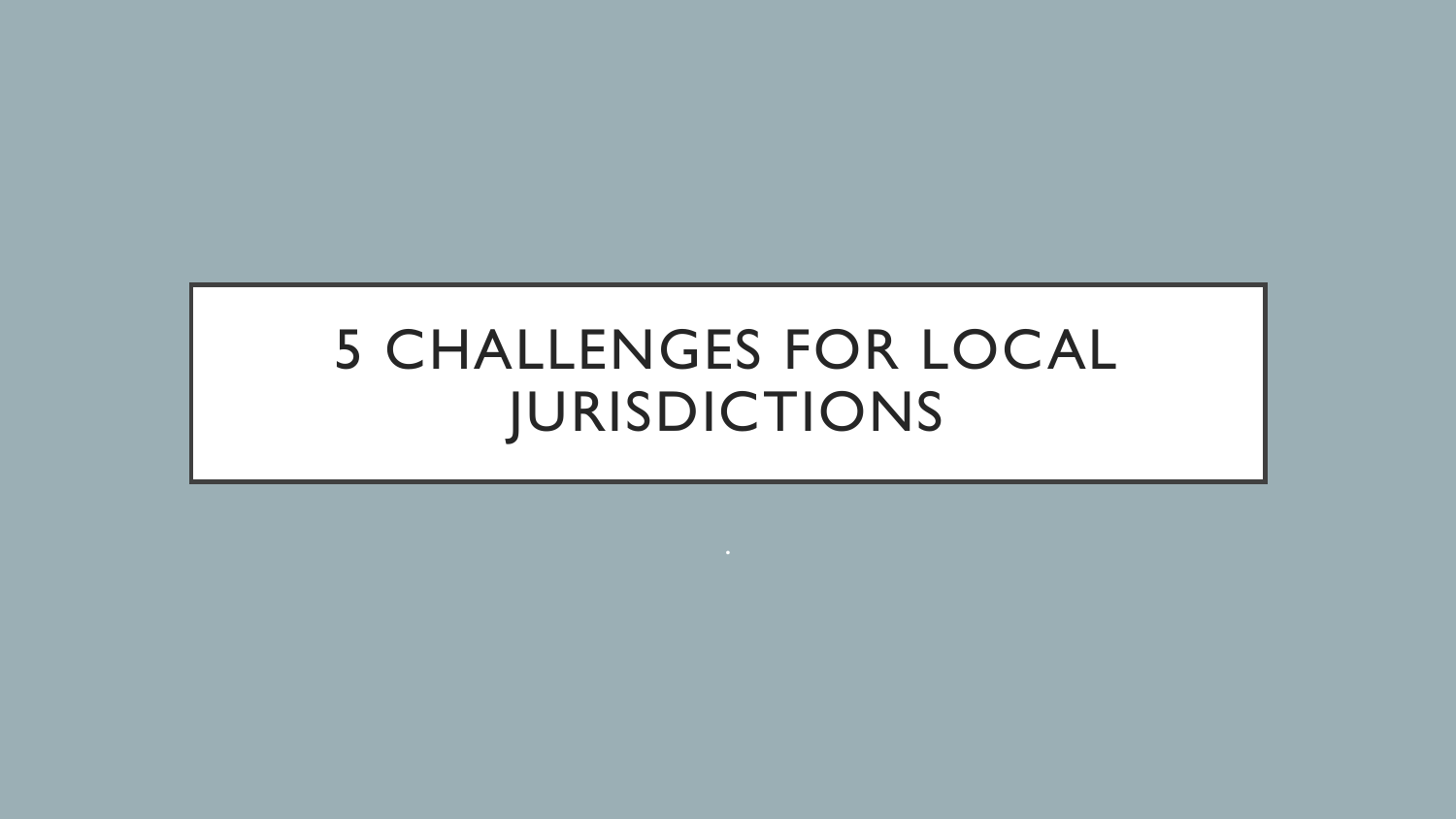# 5 CHALLENGES FOR LOCAL JURISDICTIONS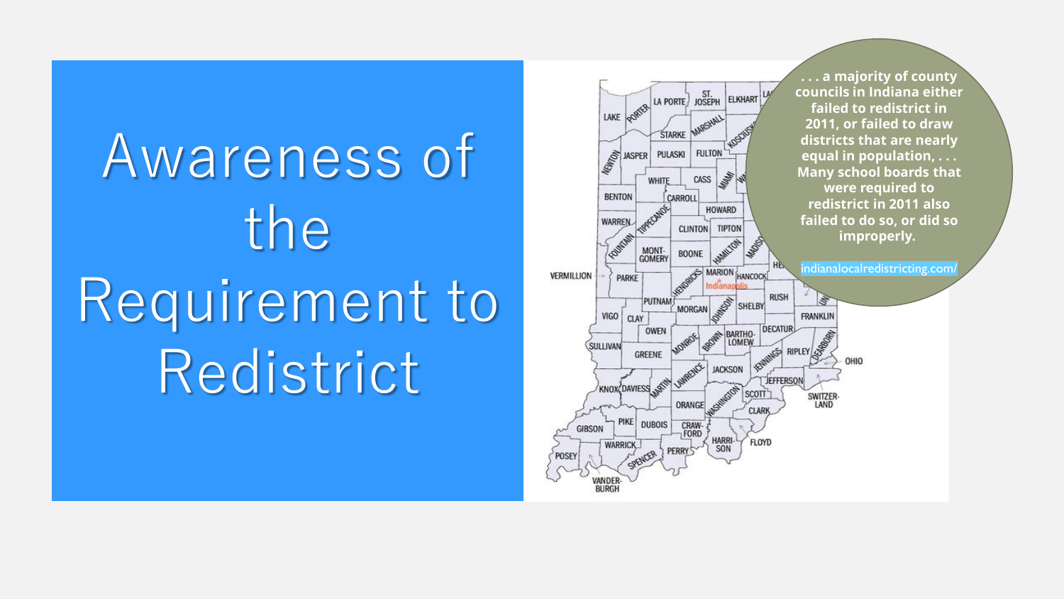# Awareness of the Requirement to Redistrict

**. . . a majority of county councils in Indiana either failed to redistrict in 2011, or failed to draw districts that are nearly equal in population, . . . Many school boards that were required to redistrict in 2011 also failed to do so, or did so improperly.**

indianalocalredistricting.com/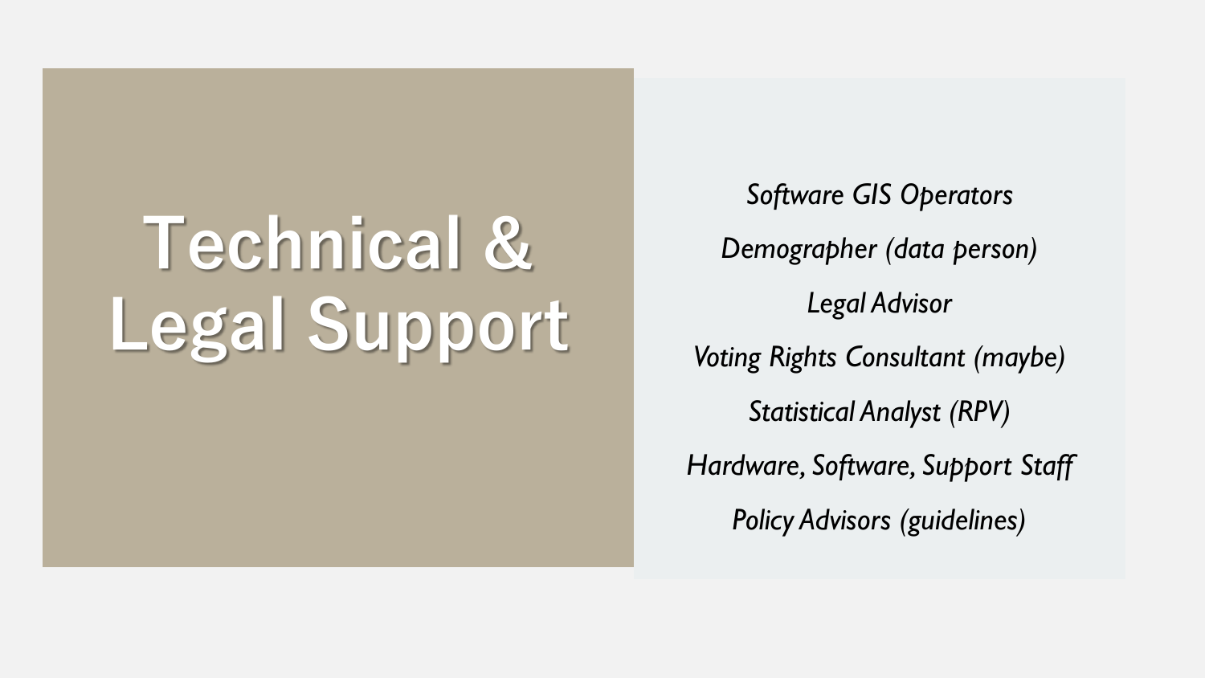# Technical & Legal Support

*Software GIS Operators*

*Demographer (data person)*

*Legal Advisor*

*Voting Rights Consultant (maybe)*

*Statistical Analyst (RPV)*

*Hardware, Software, Support Staff*

*Policy Advisors (guidelines)*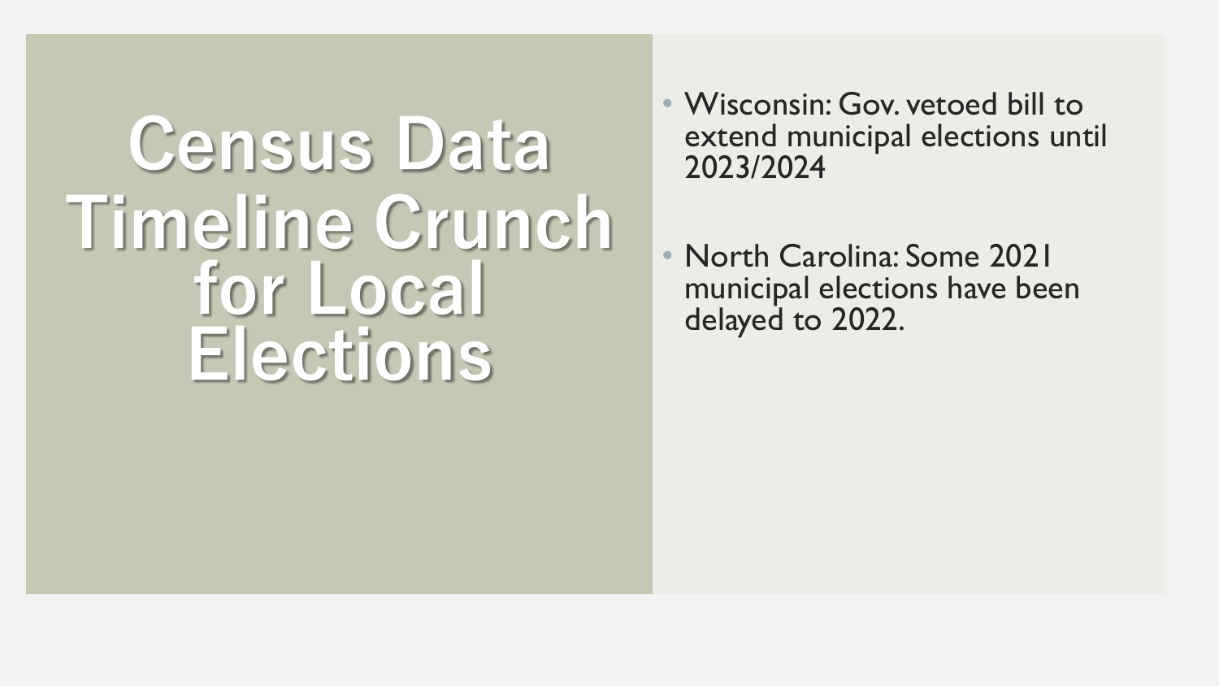# Census Data Timeline Crunch for Local Elections

- Wisconsin: Gov. vetoed bill to extend municipal elections until 2023/2024

- North Carolina: Some 2021 municipal elections have been delayed to 2022.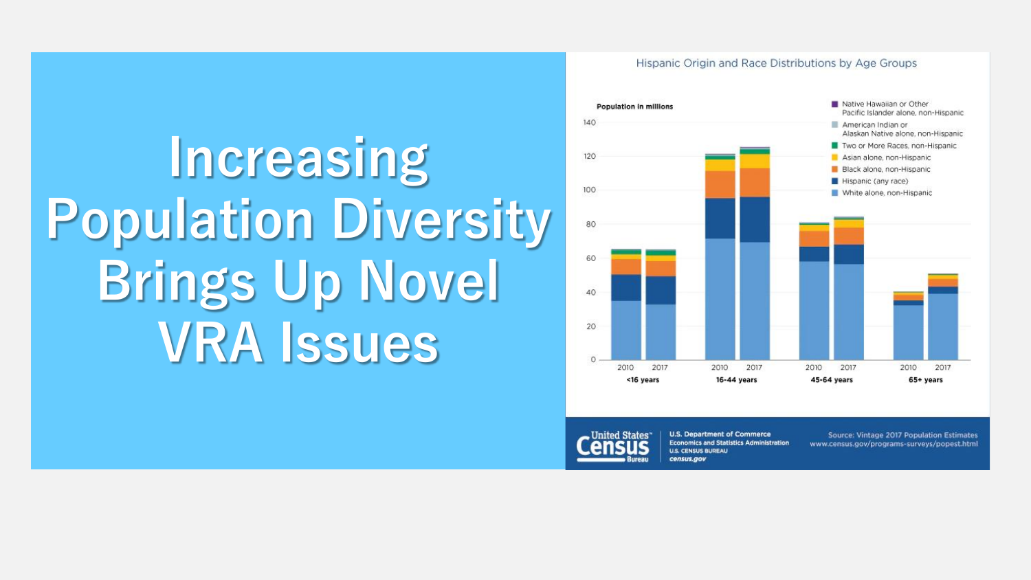# Increasing Population Diversity Brings Up Novel VRA Issues

**Hispanic Origin and Race Distributions by Age Groups**

Population in millions

- Native Hawaiian or Other Pacific Islander alone, non-Hispanic
- American Indian or Alaskan Native alone, non-Hispanic
- Two or More Races, non-Hispanic
- Asian alone, non-Hispanic
- Black alone, non-Hispanic
- Hispanic (any race)
- White alone, non-Hispanic

Age groups: <16 years (2010, 2017); 16-44 years (2010, 2017); 45-64 years (2010, 2017); 65+ years (2010, 2017)

United States Census Bureau | U.S. Department of Commerce, Economics and Statistics Administration, U.S. CENSUS BUREAU, census.gov

Source: Vintage 2017 Population Estimates www.census.gov/programs-surveys/popest.html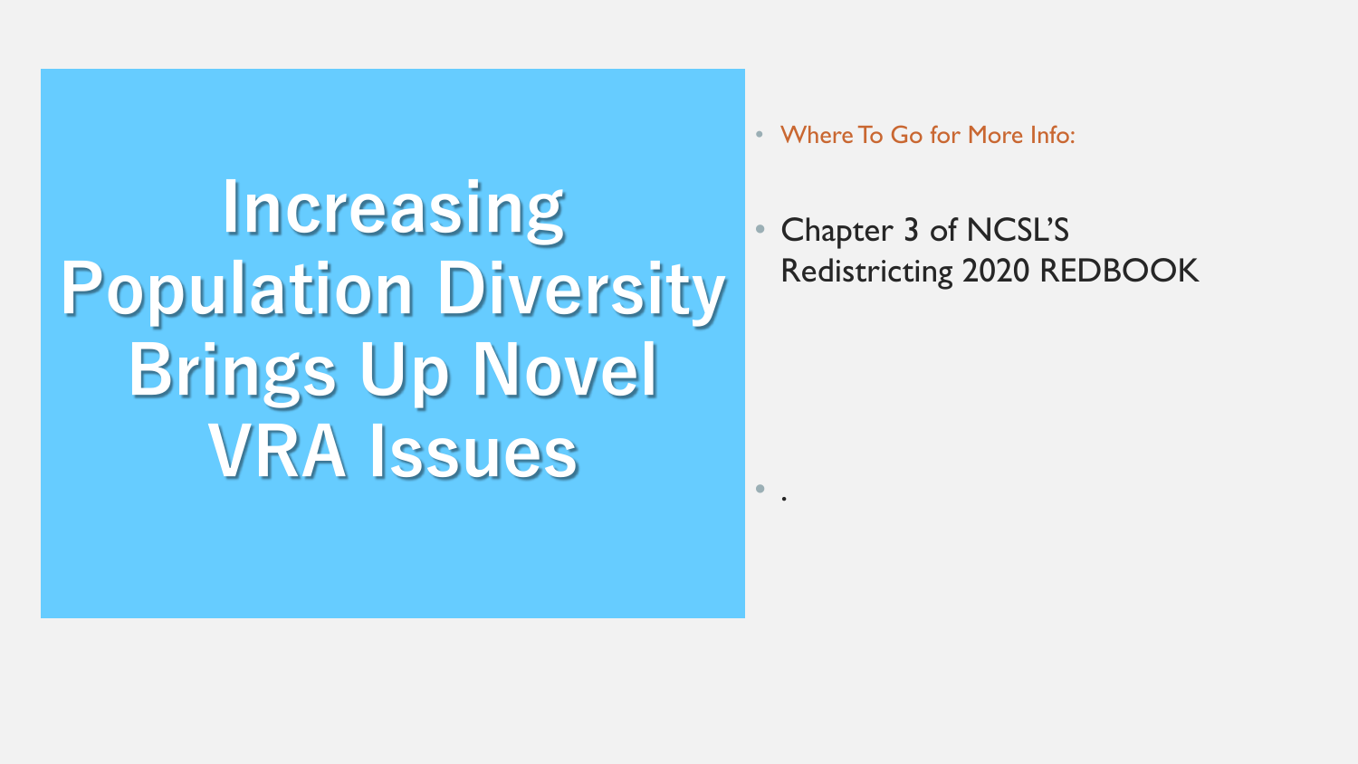# Increasing Population Diversity Brings Up Novel VRA Issues

- Where To Go for More Info:
- Chapter 3 of NCSL'S Redistricting 2020 REDBOOK
- .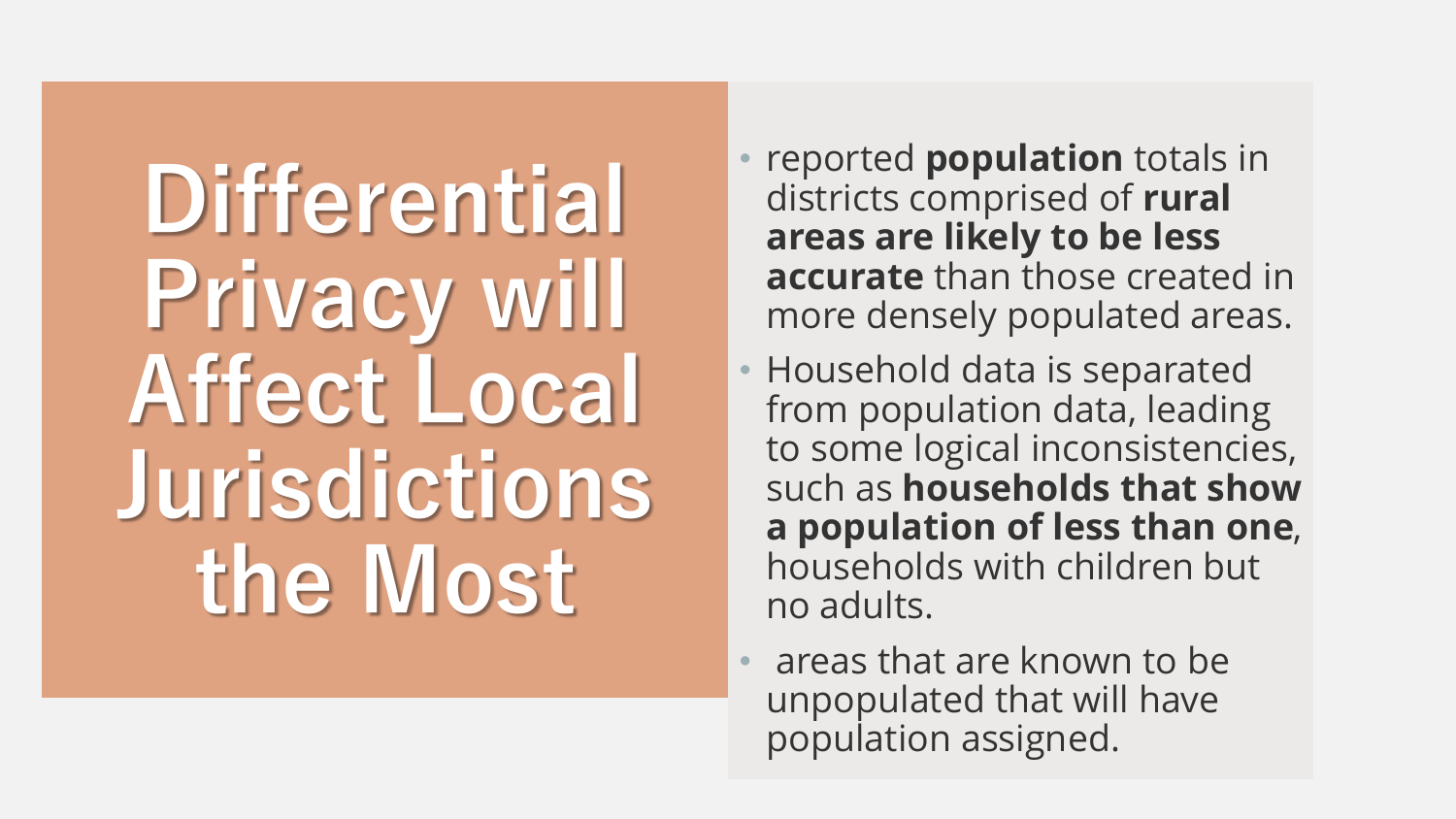# Differential Privacy will Affect Local Jurisdictions the Most

- reported **population** totals in districts comprised of **rural areas are likely to be less accurate** than those created in more densely populated areas.
- Household data is separated from population data, leading to some logical inconsistencies, such as **households that show a population of less than one**, households with children but no adults.
- areas that are known to be unpopulated that will have population assigned.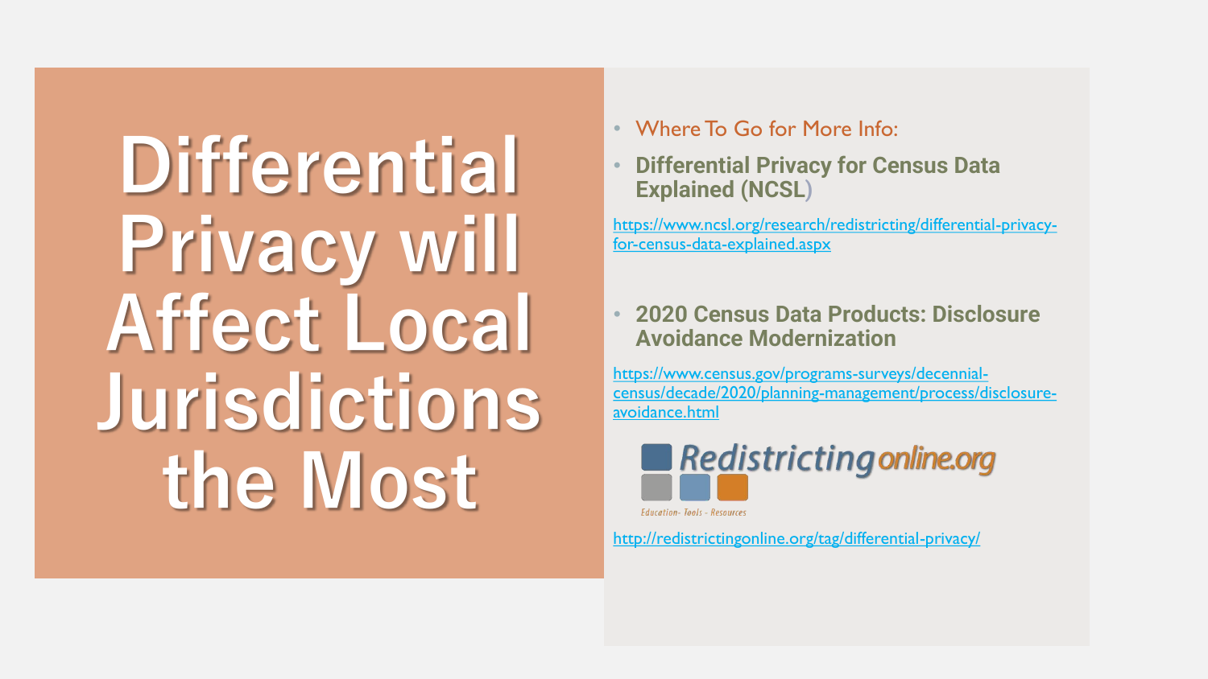# Differential Privacy will Affect Local Jurisdictions the Most

- Where To Go for More Info:
- **Differential Privacy for Census Data Explained (NCSL)**

https://www.ncsl.org/research/redistricting/differential-privacy-for-census-data-explained.aspx

- **2020 Census Data Products: Disclosure Avoidance Modernization**

https://www.census.gov/programs-surveys/decennial-census/decade/2020/planning-management/process/disclosure-avoidance.html

Redistricting online.org

Education- Tools - Resources

http://redistrictingonline.org/tag/differential-privacy/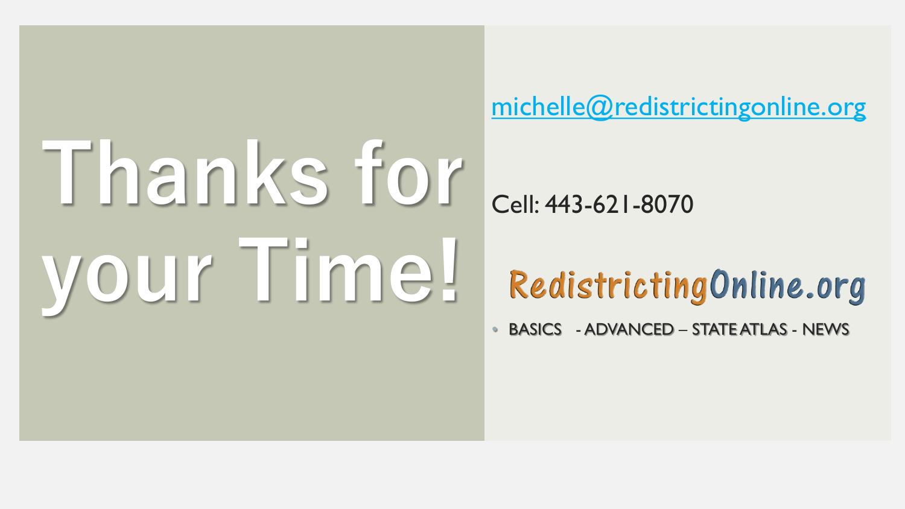# Thanks for your Time!

michelle@redistrictingonline.org

Cell: 443-621-8070

RedistrictingOnline.org

- BASICS - ADVANCED – STATE ATLAS - NEWS